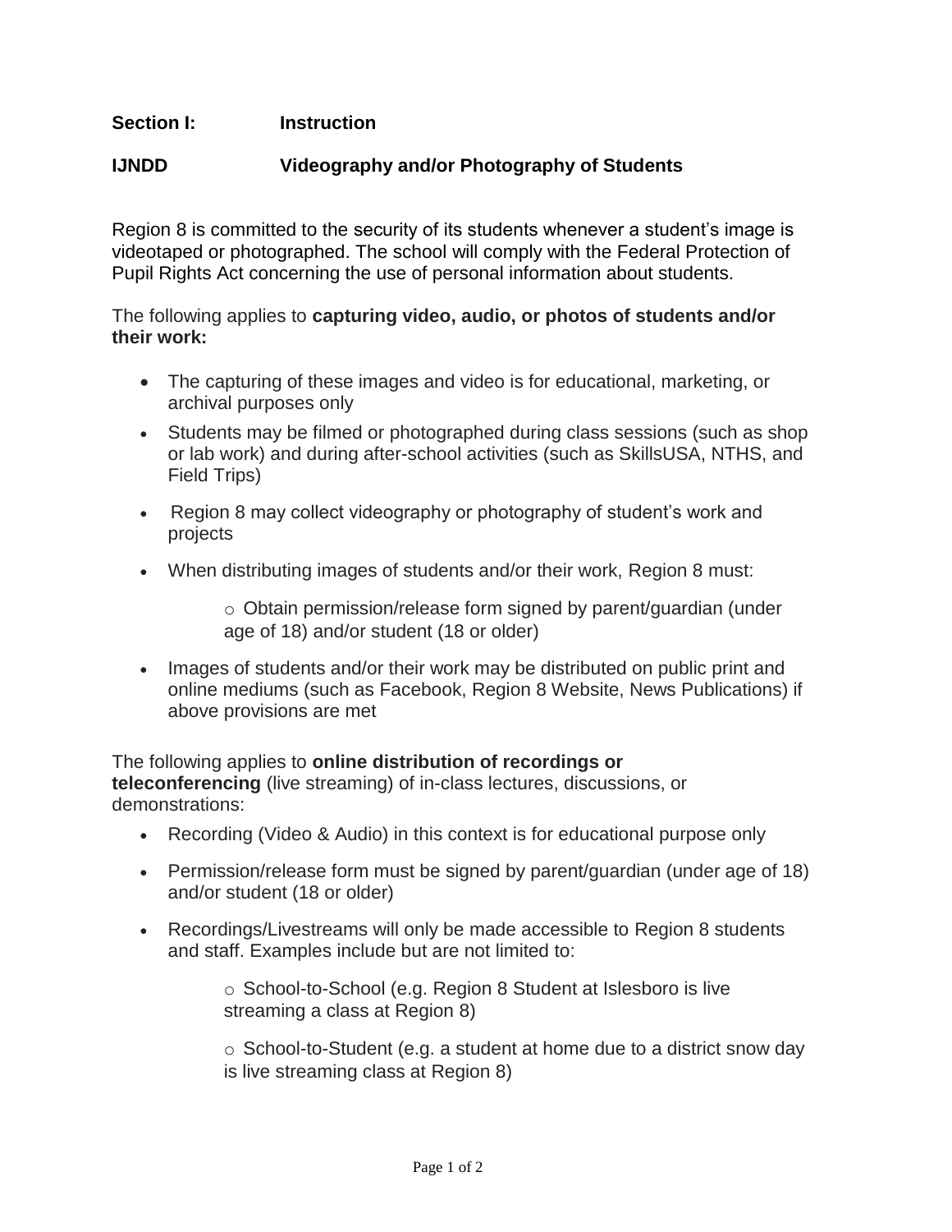**Section I: Instruction**

**IJNDD Videography and/or Photography of Students**

Region 8 is committed to the security of its students whenever a student's image is videotaped or photographed. The school will comply with the Federal Protection of Pupil Rights Act concerning the use of personal information about students.

The following applies to **capturing video, audio, or photos of students and/or their work:**

- The capturing of these images and video is for educational, marketing, or archival purposes only
- Students may be filmed or photographed during class sessions (such as shop or lab work) and during after-school activities (such as SkillsUSA, NTHS, and Field Trips)
- Region 8 may collect videography or photography of student's work and projects
- When distributing images of students and/or their work, Region 8 must:
    - Obtain permission/release form signed by parent/guardian (under age of 18) and/or student (18 or older)
- Images of students and/or their work may be distributed on public print and online mediums (such as Facebook, Region 8 Website, News Publications) if above provisions are met

The following applies to **online distribution of recordings or teleconferencing** (live streaming) of in-class lectures, discussions, or demonstrations:

- Recording (Video & Audio) in this context is for educational purpose only
- Permission/release form must be signed by parent/guardian (under age of 18) and/or student (18 or older)
- Recordings/Livestreams will only be made accessible to Region 8 students and staff. Examples include but are not limited to:
    - School-to-School (e.g. Region 8 Student at Islesboro is live streaming a class at Region 8)
    - School-to-Student (e.g. a student at home due to a district snow day is live streaming class at Region 8)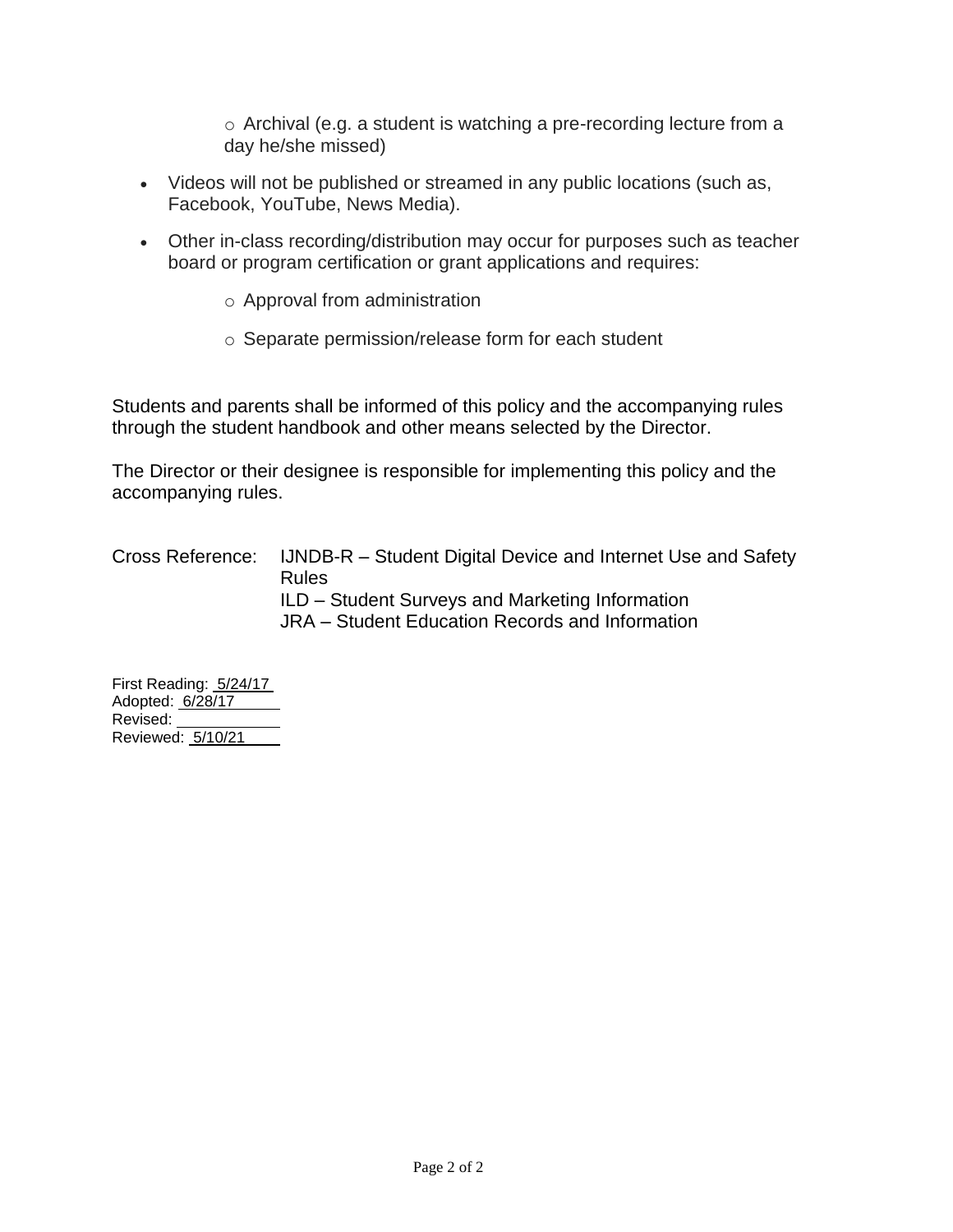- Archival (e.g. a student is watching a pre-recording lecture from a day he/she missed)

- Videos will not be published or streamed in any public locations (such as, Facebook, YouTube, News Media).

- Other in-class recording/distribution may occur for purposes such as teacher board or program certification or grant applications and requires:
  - Approval from administration
  - Separate permission/release form for each student

Students and parents shall be informed of this policy and the accompanying rules through the student handbook and other means selected by the Director.

The Director or their designee is responsible for implementing this policy and the accompanying rules.

Cross Reference: IJNDB-R – Student Digital Device and Internet Use and Safety Rules
ILD – Student Surveys and Marketing Information
JRA – Student Education Records and Information

First Reading: 5/24/17
Adopted: 6/28/17
Revised:
Reviewed: 5/10/21